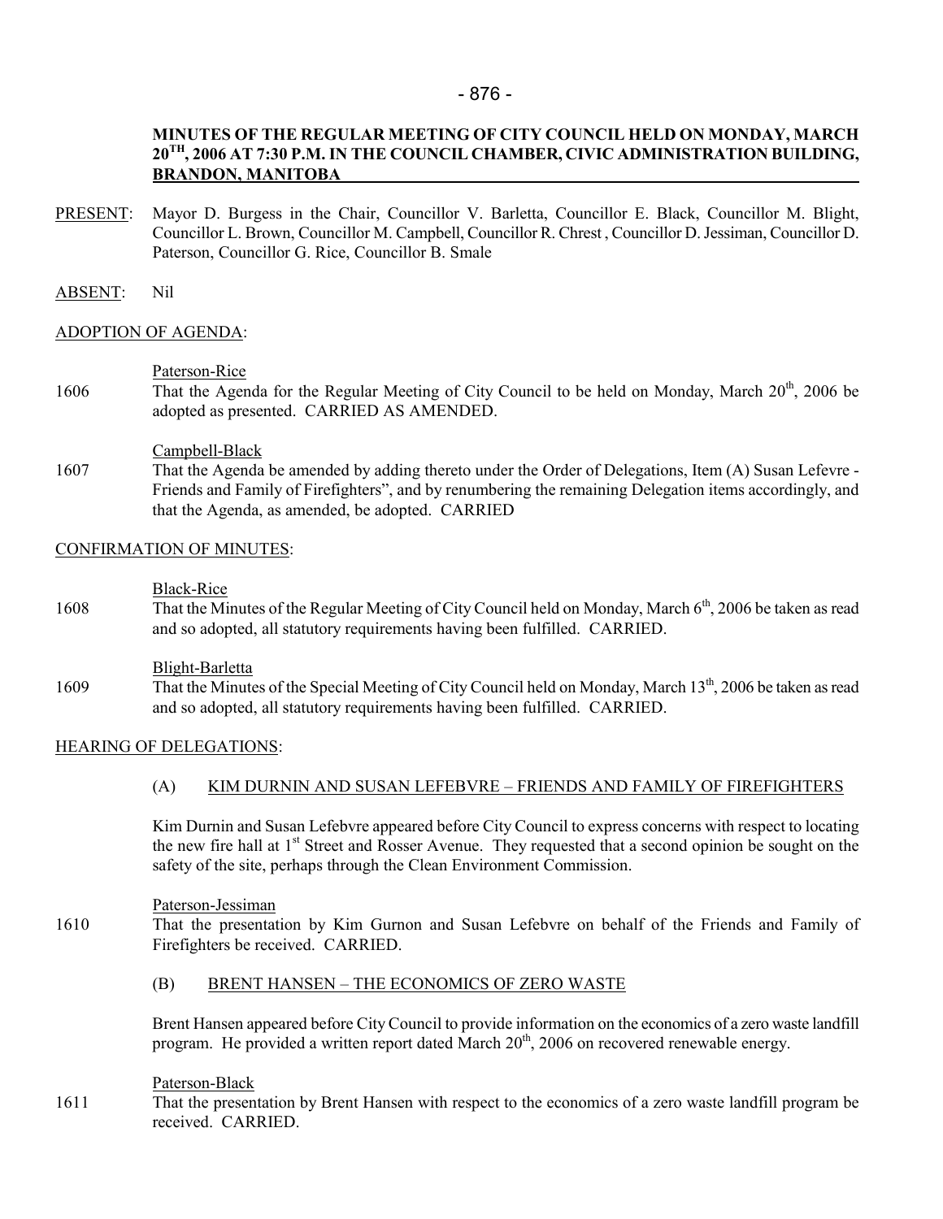**MINUTES OF THE REGULAR MEETING OF CITY COUNCIL HELD ON MONDAY, MARCH 20TH, 2006 AT 7:30 P.M. IN THE COUNCIL CHAMBER, CIVIC ADMINISTRATION BUILDING, BRANDON, MANITOBA**

PRESENT: Mayor D. Burgess in the Chair, Councillor V. Barletta, Councillor E. Black, Councillor M. Blight, Councillor L. Brown, Councillor M. Campbell, Councillor R. Chrest , Councillor D. Jessiman, Councillor D. Paterson, Councillor G. Rice, Councillor B. Smale

ABSENT: Nil

ADOPTION OF AGENDA:

Paterson-Rice

1606 That the Agenda for the Regular Meeting of City Council to be held on Monday, March 20th, 2006 be adopted as presented. CARRIED AS AMENDED.

Campbell-Black

1607 That the Agenda be amended by adding thereto under the Order of Delegations, Item (A) Susan Lefevre - Friends and Family of Firefighters", and by renumbering the remaining Delegation items accordingly, and that the Agenda, as amended, be adopted. CARRIED

CONFIRMATION OF MINUTES:

Black-Rice

1608 That the Minutes of the Regular Meeting of City Council held on Monday, March 6th, 2006 be taken as read and so adopted, all statutory requirements having been fulfilled. CARRIED.

Blight-Barletta

1609 That the Minutes of the Special Meeting of City Council held on Monday, March 13th, 2006 be taken as read and so adopted, all statutory requirements having been fulfilled. CARRIED.

HEARING OF DELEGATIONS:

(A) KIM DURNIN AND SUSAN LEFEBVRE – FRIENDS AND FAMILY OF FIREFIGHTERS

Kim Durnin and Susan Lefebvre appeared before City Council to express concerns with respect to locating the new fire hall at 1st Street and Rosser Avenue. They requested that a second opinion be sought on the safety of the site, perhaps through the Clean Environment Commission.

Paterson-Jessiman

1610 That the presentation by Kim Gurnon and Susan Lefebvre on behalf of the Friends and Family of Firefighters be received. CARRIED.

(B) BRENT HANSEN – THE ECONOMICS OF ZERO WASTE

Brent Hansen appeared before City Council to provide information on the economics of a zero waste landfill program. He provided a written report dated March 20th, 2006 on recovered renewable energy.

Paterson-Black

1611 That the presentation by Brent Hansen with respect to the economics of a zero waste landfill program be received. CARRIED.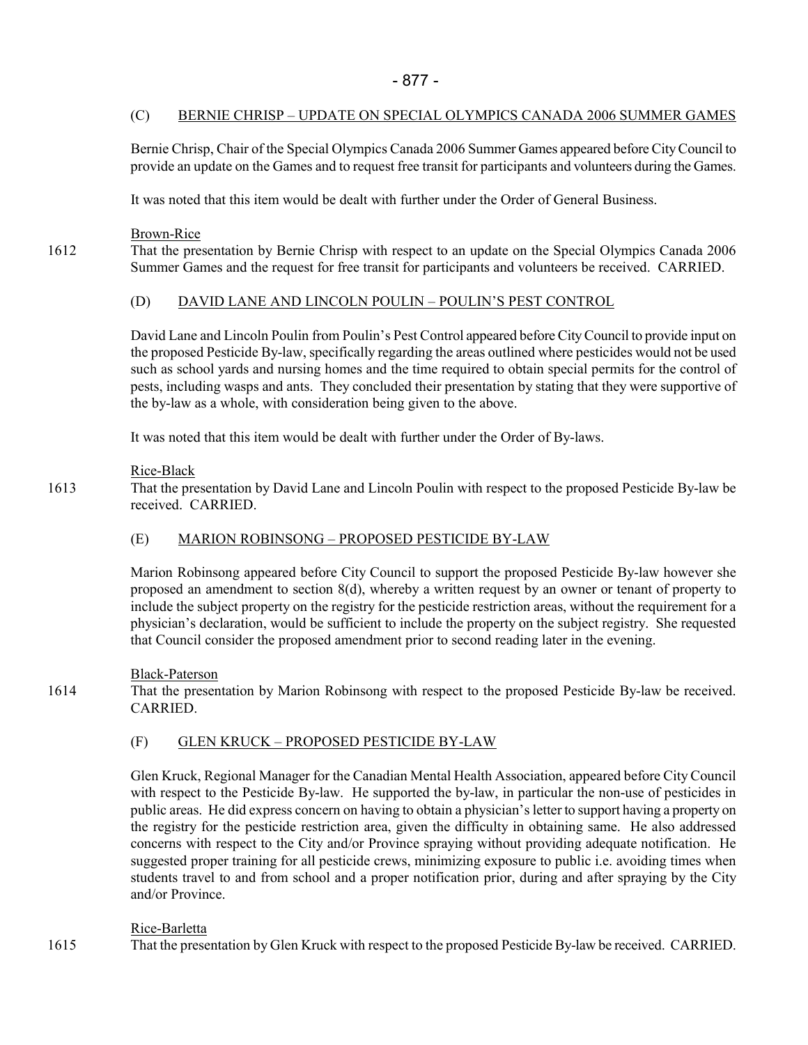### (C) BERNIE CHRISP – UPDATE ON SPECIAL OLYMPICS CANADA 2006 SUMMER GAMES

Bernie Chrisp, Chair of the Special Olympics Canada 2006 Summer Games appeared before City Council to provide an update on the Games and to request free transit for participants and volunteers during the Games.

It was noted that this item would be dealt with further under the Order of General Business.

Brown-Rice

1612 That the presentation by Bernie Chrisp with respect to an update on the Special Olympics Canada 2006 Summer Games and the request for free transit for participants and volunteers be received. CARRIED.

### (D) DAVID LANE AND LINCOLN POULIN – POULIN'S PEST CONTROL

David Lane and Lincoln Poulin from Poulin's Pest Control appeared before City Council to provide input on the proposed Pesticide By-law, specifically regarding the areas outlined where pesticides would not be used such as school yards and nursing homes and the time required to obtain special permits for the control of pests, including wasps and ants. They concluded their presentation by stating that they were supportive of the by-law as a whole, with consideration being given to the above.

It was noted that this item would be dealt with further under the Order of By-laws.

Rice-Black

1613 That the presentation by David Lane and Lincoln Poulin with respect to the proposed Pesticide By-law be received. CARRIED.

### (E) MARION ROBINSONG – PROPOSED PESTICIDE BY-LAW

Marion Robinsong appeared before City Council to support the proposed Pesticide By-law however she proposed an amendment to section 8(d), whereby a written request by an owner or tenant of property to include the subject property on the registry for the pesticide restriction areas, without the requirement for a physician's declaration, would be sufficient to include the property on the subject registry. She requested that Council consider the proposed amendment prior to second reading later in the evening.

Black-Paterson

1614 That the presentation by Marion Robinsong with respect to the proposed Pesticide By-law be received. CARRIED.

### (F) GLEN KRUCK – PROPOSED PESTICIDE BY-LAW

Glen Kruck, Regional Manager for the Canadian Mental Health Association, appeared before City Council with respect to the Pesticide By-law. He supported the by-law, in particular the non-use of pesticides in public areas. He did express concern on having to obtain a physician's letter to support having a property on the registry for the pesticide restriction area, given the difficulty in obtaining same. He also addressed concerns with respect to the City and/or Province spraying without providing adequate notification. He suggested proper training for all pesticide crews, minimizing exposure to public i.e. avoiding times when students travel to and from school and a proper notification prior, during and after spraying by the City and/or Province.

Rice-Barletta

1615 That the presentation by Glen Kruck with respect to the proposed Pesticide By-law be received. CARRIED.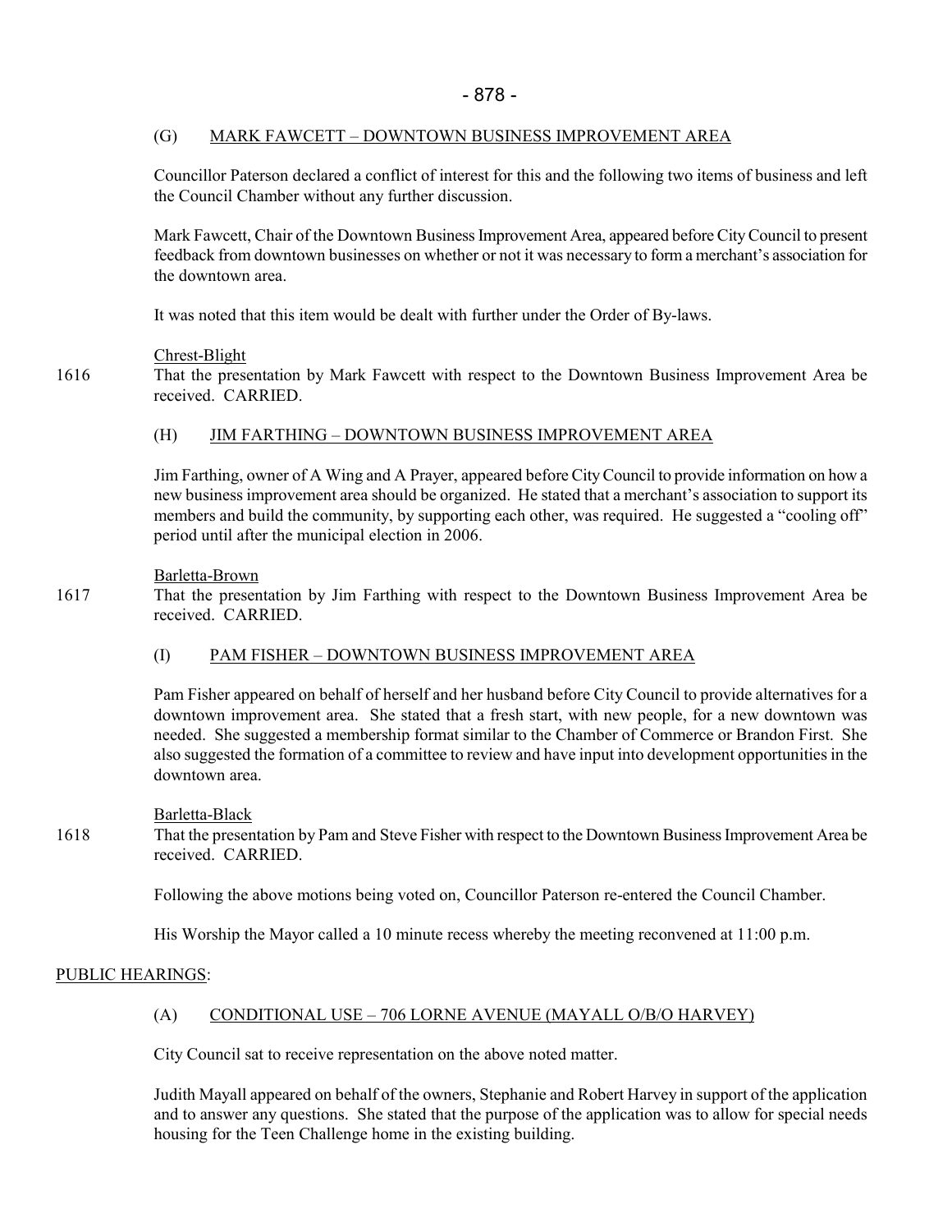### (G) MARK FAWCETT – DOWNTOWN BUSINESS IMPROVEMENT AREA

Councillor Paterson declared a conflict of interest for this and the following two items of business and left the Council Chamber without any further discussion.

Mark Fawcett, Chair of the Downtown Business Improvement Area, appeared before City Council to present feedback from downtown businesses on whether or not it was necessary to form a merchant's association for the downtown area.

It was noted that this item would be dealt with further under the Order of By-laws.

Chrest-Blight

1616 That the presentation by Mark Fawcett with respect to the Downtown Business Improvement Area be received. CARRIED.

### (H) JIM FARTHING – DOWNTOWN BUSINESS IMPROVEMENT AREA

Jim Farthing, owner of A Wing and A Prayer, appeared before City Council to provide information on how a new business improvement area should be organized. He stated that a merchant's association to support its members and build the community, by supporting each other, was required. He suggested a "cooling off" period until after the municipal election in 2006.

Barletta-Brown

1617 That the presentation by Jim Farthing with respect to the Downtown Business Improvement Area be received. CARRIED.

### (I) PAM FISHER – DOWNTOWN BUSINESS IMPROVEMENT AREA

Pam Fisher appeared on behalf of herself and her husband before City Council to provide alternatives for a downtown improvement area. She stated that a fresh start, with new people, for a new downtown was needed. She suggested a membership format similar to the Chamber of Commerce or Brandon First. She also suggested the formation of a committee to review and have input into development opportunities in the downtown area.

Barletta-Black

1618 That the presentation by Pam and Steve Fisher with respect to the Downtown Business Improvement Area be received. CARRIED.

Following the above motions being voted on, Councillor Paterson re-entered the Council Chamber.

His Worship the Mayor called a 10 minute recess whereby the meeting reconvened at 11:00 p.m.

## PUBLIC HEARINGS:

### (A) CONDITIONAL USE – 706 LORNE AVENUE (MAYALL O/B/O HARVEY)

City Council sat to receive representation on the above noted matter.

Judith Mayall appeared on behalf of the owners, Stephanie and Robert Harvey in support of the application and to answer any questions. She stated that the purpose of the application was to allow for special needs housing for the Teen Challenge home in the existing building.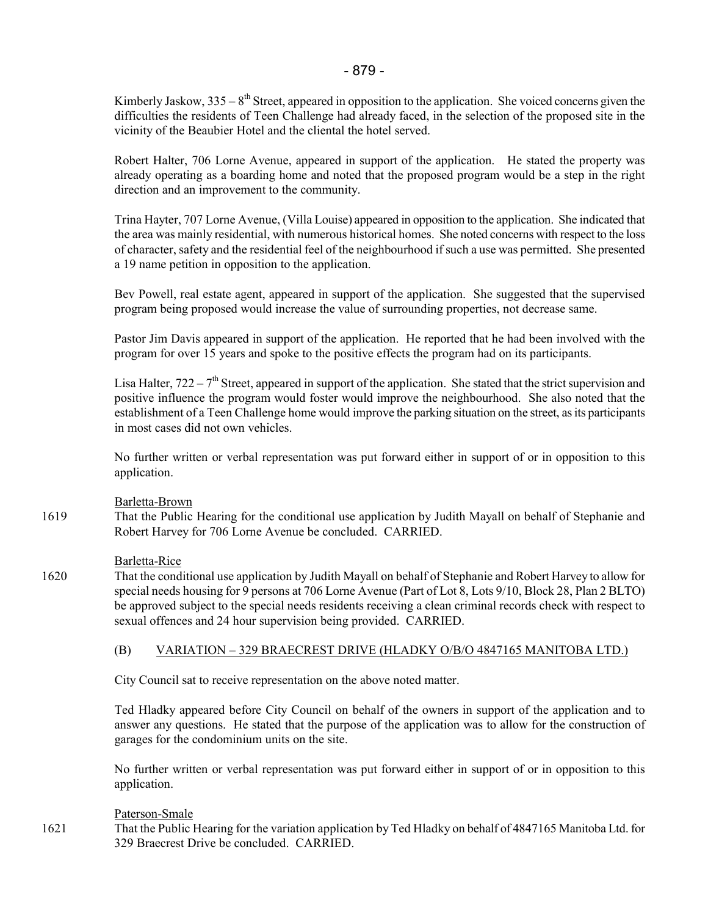Kimberly Jaskow, 335 – 8th Street, appeared in opposition to the application. She voiced concerns given the difficulties the residents of Teen Challenge had already faced, in the selection of the proposed site in the vicinity of the Beaubier Hotel and the cliental the hotel served.

Robert Halter, 706 Lorne Avenue, appeared in support of the application. He stated the property was already operating as a boarding home and noted that the proposed program would be a step in the right direction and an improvement to the community.

Trina Hayter, 707 Lorne Avenue, (Villa Louise) appeared in opposition to the application. She indicated that the area was mainly residential, with numerous historical homes. She noted concerns with respect to the loss of character, safety and the residential feel of the neighbourhood if such a use was permitted. She presented a 19 name petition in opposition to the application.

Bev Powell, real estate agent, appeared in support of the application. She suggested that the supervised program being proposed would increase the value of surrounding properties, not decrease same.

Pastor Jim Davis appeared in support of the application. He reported that he had been involved with the program for over 15 years and spoke to the positive effects the program had on its participants.

Lisa Halter, 722 – 7th Street, appeared in support of the application. She stated that the strict supervision and positive influence the program would foster would improve the neighbourhood. She also noted that the establishment of a Teen Challenge home would improve the parking situation on the street, as its participants in most cases did not own vehicles.

No further written or verbal representation was put forward either in support of or in opposition to this application.

Barletta-Brown

1619 That the Public Hearing for the conditional use application by Judith Mayall on behalf of Stephanie and Robert Harvey for 706 Lorne Avenue be concluded. CARRIED.

Barletta-Rice

1620 That the conditional use application by Judith Mayall on behalf of Stephanie and Robert Harvey to allow for special needs housing for 9 persons at 706 Lorne Avenue (Part of Lot 8, Lots 9/10, Block 28, Plan 2 BLTO) be approved subject to the special needs residents receiving a clean criminal records check with respect to sexual offences and 24 hour supervision being provided. CARRIED.

(B) VARIATION – 329 BRAECREST DRIVE (HLADKY O/B/O 4847165 MANITOBA LTD.)

City Council sat to receive representation on the above noted matter.

Ted Hladky appeared before City Council on behalf of the owners in support of the application and to answer any questions. He stated that the purpose of the application was to allow for the construction of garages for the condominium units on the site.

No further written or verbal representation was put forward either in support of or in opposition to this application.

Paterson-Smale

1621 That the Public Hearing for the variation application by Ted Hladky on behalf of 4847165 Manitoba Ltd. for 329 Braecrest Drive be concluded. CARRIED.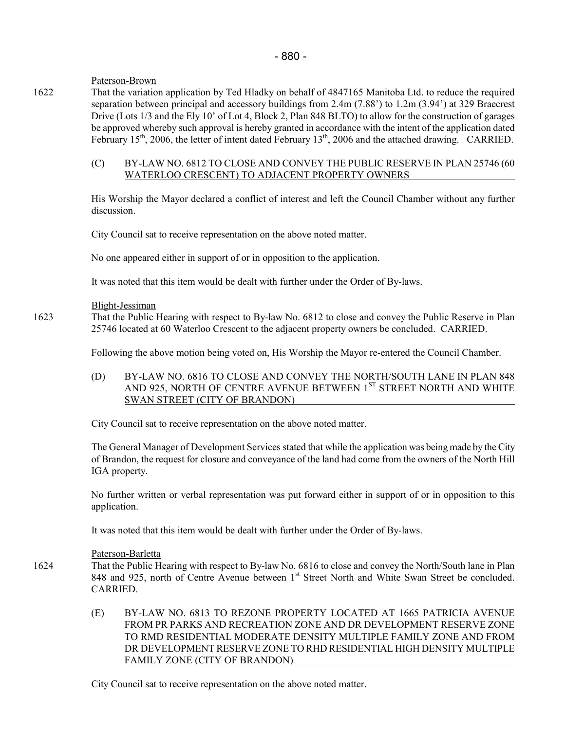Paterson-Brown

1622 That the variation application by Ted Hladky on behalf of 4847165 Manitoba Ltd. to reduce the required separation between principal and accessory buildings from 2.4m (7.88') to 1.2m (3.94') at 329 Braecrest Drive (Lots 1/3 and the Ely 10' of Lot 4, Block 2, Plan 848 BLTO) to allow for the construction of garages be approved whereby such approval is hereby granted in accordance with the intent of the application dated February 15th, 2006, the letter of intent dated February 13th, 2006 and the attached drawing. CARRIED.

(C) BY-LAW NO. 6812 TO CLOSE AND CONVEY THE PUBLIC RESERVE IN PLAN 25746 (60 WATERLOO CRESCENT) TO ADJACENT PROPERTY OWNERS

His Worship the Mayor declared a conflict of interest and left the Council Chamber without any further discussion.

City Council sat to receive representation on the above noted matter.

No one appeared either in support of or in opposition to the application.

It was noted that this item would be dealt with further under the Order of By-laws.

Blight-Jessiman

1623 That the Public Hearing with respect to By-law No. 6812 to close and convey the Public Reserve in Plan 25746 located at 60 Waterloo Crescent to the adjacent property owners be concluded. CARRIED.

Following the above motion being voted on, His Worship the Mayor re-entered the Council Chamber.

(D) BY-LAW NO. 6816 TO CLOSE AND CONVEY THE NORTH/SOUTH LANE IN PLAN 848 AND 925, NORTH OF CENTRE AVENUE BETWEEN 1ST STREET NORTH AND WHITE SWAN STREET (CITY OF BRANDON)

City Council sat to receive representation on the above noted matter.

The General Manager of Development Services stated that while the application was being made by the City of Brandon, the request for closure and conveyance of the land had come from the owners of the North Hill IGA property.

No further written or verbal representation was put forward either in support of or in opposition to this application.

It was noted that this item would be dealt with further under the Order of By-laws.

Paterson-Barletta

1624 That the Public Hearing with respect to By-law No. 6816 to close and convey the North/South lane in Plan 848 and 925, north of Centre Avenue between 1st Street North and White Swan Street be concluded. CARRIED.

(E) BY-LAW NO. 6813 TO REZONE PROPERTY LOCATED AT 1665 PATRICIA AVENUE FROM PR PARKS AND RECREATION ZONE AND DR DEVELOPMENT RESERVE ZONE TO RMD RESIDENTIAL MODERATE DENSITY MULTIPLE FAMILY ZONE AND FROM DR DEVELOPMENT RESERVE ZONE TO RHD RESIDENTIAL HIGH DENSITY MULTIPLE FAMILY ZONE (CITY OF BRANDON)

City Council sat to receive representation on the above noted matter.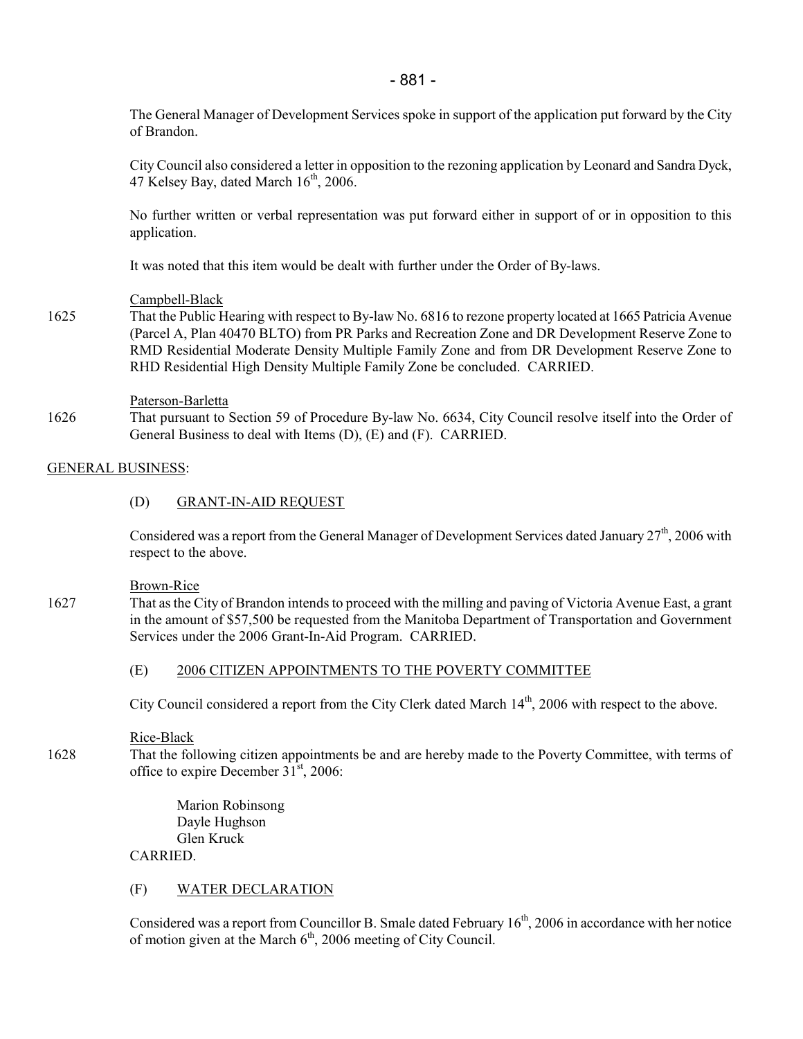The General Manager of Development Services spoke in support of the application put forward by the City of Brandon.

City Council also considered a letter in opposition to the rezoning application by Leonard and Sandra Dyck, 47 Kelsey Bay, dated March 16th, 2006.

No further written or verbal representation was put forward either in support of or in opposition to this application.

It was noted that this item would be dealt with further under the Order of By-laws.

Campbell-Black

1625 That the Public Hearing with respect to By-law No. 6816 to rezone property located at 1665 Patricia Avenue (Parcel A, Plan 40470 BLTO) from PR Parks and Recreation Zone and DR Development Reserve Zone to RMD Residential Moderate Density Multiple Family Zone and from DR Development Reserve Zone to RHD Residential High Density Multiple Family Zone be concluded. CARRIED.

Paterson-Barletta

1626 That pursuant to Section 59 of Procedure By-law No. 6634, City Council resolve itself into the Order of General Business to deal with Items (D), (E) and (F). CARRIED.

## GENERAL BUSINESS:

### (D) GRANT-IN-AID REQUEST

Considered was a report from the General Manager of Development Services dated January 27th, 2006 with respect to the above.

Brown-Rice

1627 That as the City of Brandon intends to proceed with the milling and paving of Victoria Avenue East, a grant in the amount of $57,500 be requested from the Manitoba Department of Transportation and Government Services under the 2006 Grant-In-Aid Program. CARRIED.

### (E) 2006 CITIZEN APPOINTMENTS TO THE POVERTY COMMITTEE

City Council considered a report from the City Clerk dated March 14th, 2006 with respect to the above.

Rice-Black

1628 That the following citizen appointments be and are hereby made to the Poverty Committee, with terms of office to expire December 31st, 2006:

Marion Robinsong
Dayle Hughson
Glen Kruck

CARRIED.

### (F) WATER DECLARATION

Considered was a report from Councillor B. Smale dated February 16th, 2006 in accordance with her notice of motion given at the March 6th, 2006 meeting of City Council.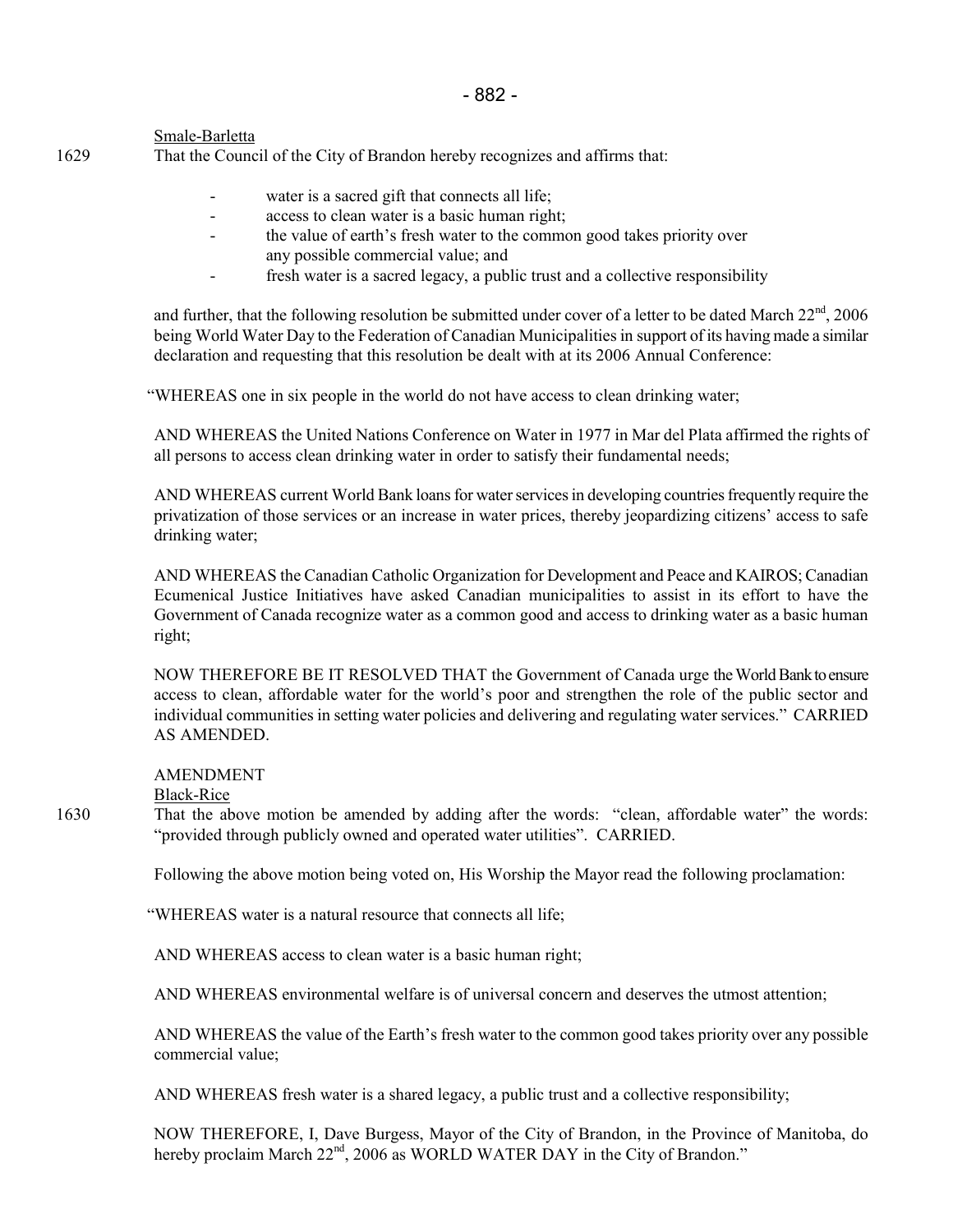Smale-Barletta

1629 That the Council of the City of Brandon hereby recognizes and affirms that:

- water is a sacred gift that connects all life;
- access to clean water is a basic human right;
- the value of earth's fresh water to the common good takes priority over any possible commercial value; and
- fresh water is a sacred legacy, a public trust and a collective responsibility

and further, that the following resolution be submitted under cover of a letter to be dated March 22nd, 2006 being World Water Day to the Federation of Canadian Municipalities in support of its having made a similar declaration and requesting that this resolution be dealt with at its 2006 Annual Conference:

"WHEREAS one in six people in the world do not have access to clean drinking water;

AND WHEREAS the United Nations Conference on Water in 1977 in Mar del Plata affirmed the rights of all persons to access clean drinking water in order to satisfy their fundamental needs;

AND WHEREAS current World Bank loans for water services in developing countries frequently require the privatization of those services or an increase in water prices, thereby jeopardizing citizens' access to safe drinking water;

AND WHEREAS the Canadian Catholic Organization for Development and Peace and KAIROS; Canadian Ecumenical Justice Initiatives have asked Canadian municipalities to assist in its effort to have the Government of Canada recognize water as a common good and access to drinking water as a basic human right;

NOW THEREFORE BE IT RESOLVED THAT the Government of Canada urge the World Bank to ensure access to clean, affordable water for the world's poor and strengthen the role of the public sector and individual communities in setting water policies and delivering and regulating water services." CARRIED AS AMENDED.

AMENDMENT

Black-Rice

1630 That the above motion be amended by adding after the words: "clean, affordable water" the words: "provided through publicly owned and operated water utilities". CARRIED.

Following the above motion being voted on, His Worship the Mayor read the following proclamation:

"WHEREAS water is a natural resource that connects all life;

AND WHEREAS access to clean water is a basic human right;

AND WHEREAS environmental welfare is of universal concern and deserves the utmost attention;

AND WHEREAS the value of the Earth's fresh water to the common good takes priority over any possible commercial value;

AND WHEREAS fresh water is a shared legacy, a public trust and a collective responsibility;

NOW THEREFORE, I, Dave Burgess, Mayor of the City of Brandon, in the Province of Manitoba, do hereby proclaim March 22nd, 2006 as WORLD WATER DAY in the City of Brandon."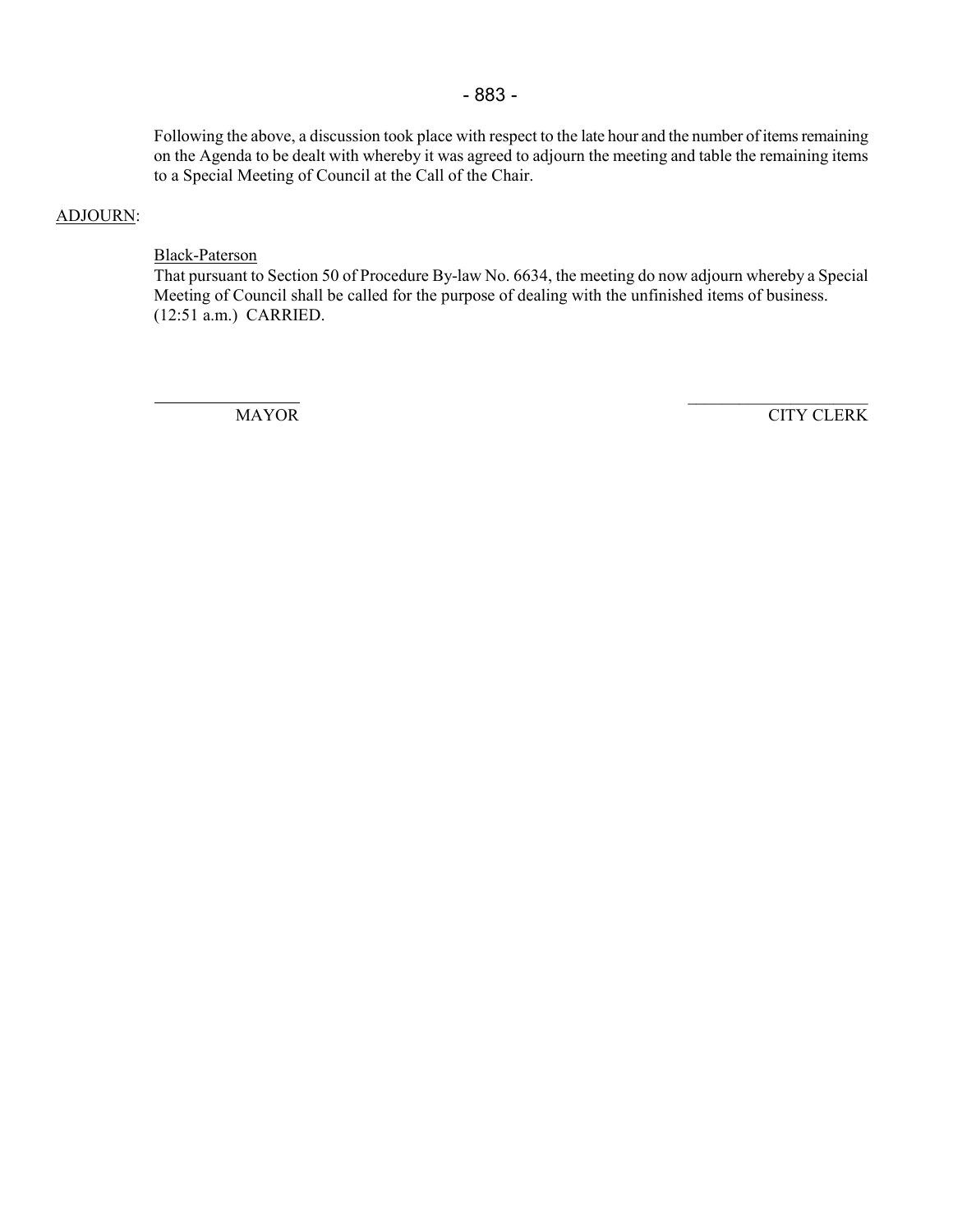Following the above, a discussion took place with respect to the late hour and the number of items remaining on the Agenda to be dealt with whereby it was agreed to adjourn the meeting and table the remaining items to a Special Meeting of Council at the Call of the Chair.

ADJOURN:

Black-Paterson
That pursuant to Section 50 of Procedure By-law No. 6634, the meeting do now adjourn whereby a Special Meeting of Council shall be called for the purpose of dealing with the unfinished items of business. (12:51 a.m.) CARRIED.

MAYOR

CITY CLERK